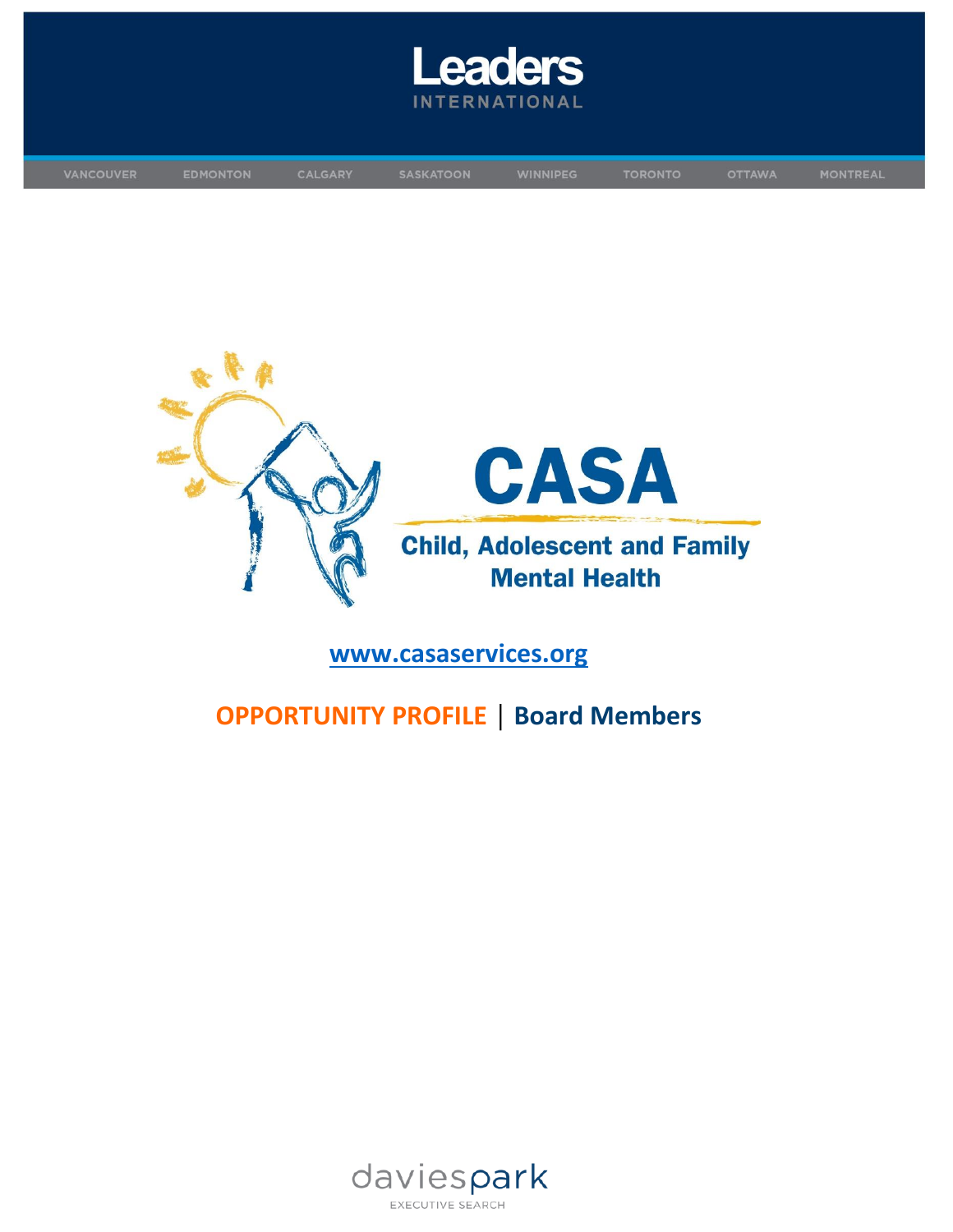# Leaders INTERNATIONAL

VANCOUVER EDMONTON CALGARY SASKATOON WINNIPEG TORONTO OTTAWA MONTREAL

# CASA

Child, Adolescent and Family Mental Health

www.casaservices.org

## OPPORTUNITY PROFILE | Board Members

daviespark
EXECUTIVE SEARCH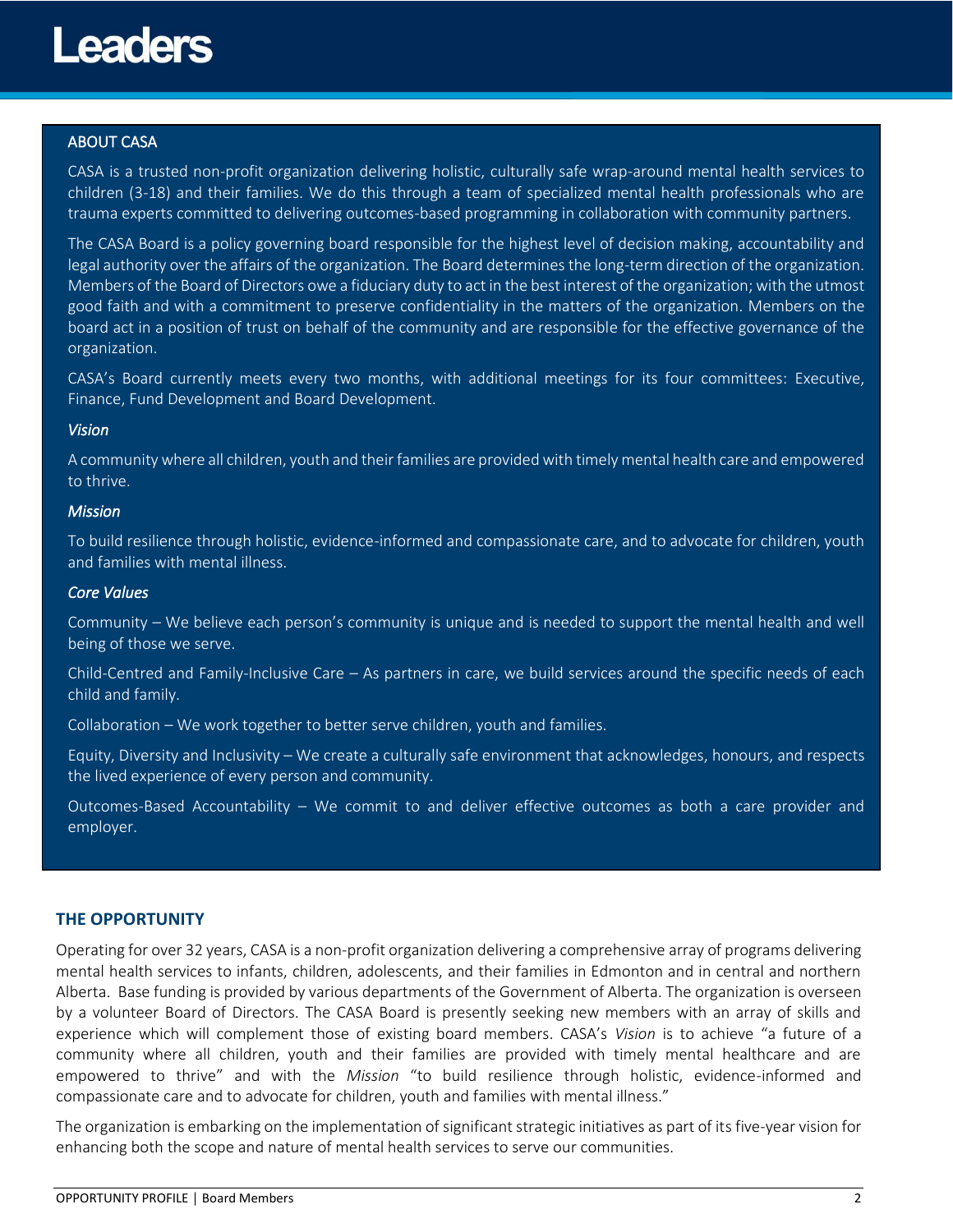## ABOUT CASA

CASA is a trusted non-profit organization delivering holistic, culturally safe wrap-around mental health services to children (3-18) and their families. We do this through a team of specialized mental health professionals who are trauma experts committed to delivering outcomes-based programming in collaboration with community partners.

The CASA Board is a policy governing board responsible for the highest level of decision making, accountability and legal authority over the affairs of the organization. The Board determines the long-term direction of the organization. Members of the Board of Directors owe a fiduciary duty to act in the best interest of the organization; with the utmost good faith and with a commitment to preserve confidentiality in the matters of the organization. Members on the board act in a position of trust on behalf of the community and are responsible for the effective governance of the organization.

CASA's Board currently meets every two months, with additional meetings for its four committees: Executive, Finance, Fund Development and Board Development.

*Vision*

A community where all children, youth and their families are provided with timely mental health care and empowered to thrive.

*Mission*

To build resilience through holistic, evidence-informed and compassionate care, and to advocate for children, youth and families with mental illness.

*Core Values*

Community – We believe each person's community is unique and is needed to support the mental health and well being of those we serve.

Child-Centred and Family-Inclusive Care – As partners in care, we build services around the specific needs of each child and family.

Collaboration – We work together to better serve children, youth and families.

Equity, Diversity and Inclusivity – We create a culturally safe environment that acknowledges, honours, and respects the lived experience of every person and community.

Outcomes-Based Accountability – We commit to and deliver effective outcomes as both a care provider and employer.

## THE OPPORTUNITY

Operating for over 32 years, CASA is a non-profit organization delivering a comprehensive array of programs delivering mental health services to infants, children, adolescents, and their families in Edmonton and in central and northern Alberta. Base funding is provided by various departments of the Government of Alberta. The organization is overseen by a volunteer Board of Directors. The CASA Board is presently seeking new members with an array of skills and experience which will complement those of existing board members. CASA's *Vision* is to achieve "a future of a community where all children, youth and their families are provided with timely mental healthcare and are empowered to thrive" and with the *Mission* "to build resilience through holistic, evidence-informed and compassionate care and to advocate for children, youth and families with mental illness."

The organization is embarking on the implementation of significant strategic initiatives as part of its five-year vision for enhancing both the scope and nature of mental health services to serve our communities.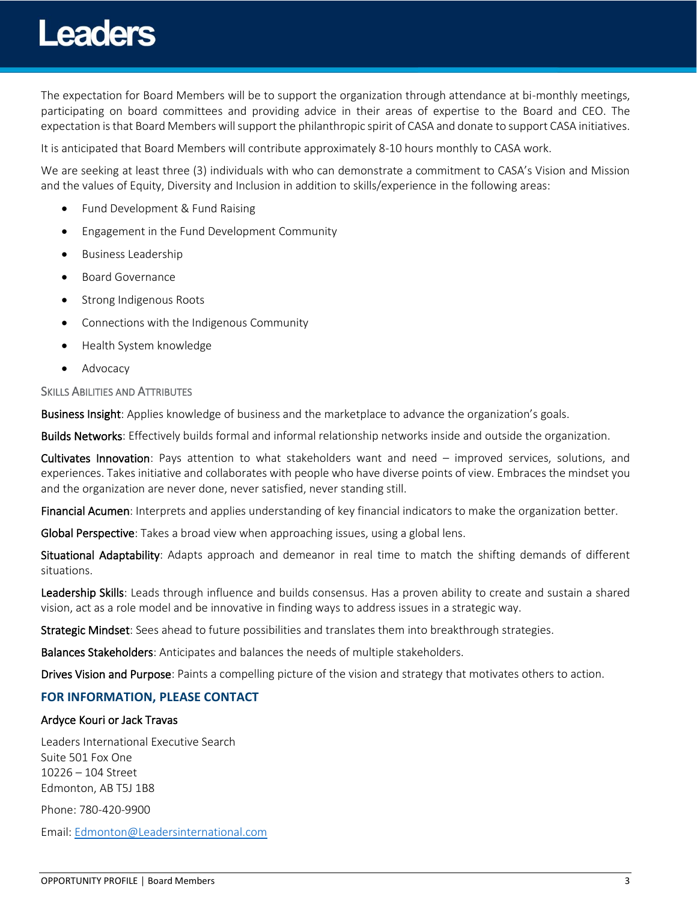The expectation for Board Members will be to support the organization through attendance at bi-monthly meetings, participating on board committees and providing advice in their areas of expertise to the Board and CEO. The expectation is that Board Members will support the philanthropic spirit of CASA and donate to support CASA initiatives.

It is anticipated that Board Members will contribute approximately 8-10 hours monthly to CASA work.

We are seeking at least three (3) individuals with who can demonstrate a commitment to CASA's Vision and Mission and the values of Equity, Diversity and Inclusion in addition to skills/experience in the following areas:

- Fund Development & Fund Raising
- Engagement in the Fund Development Community
- Business Leadership
- Board Governance
- Strong Indigenous Roots
- Connections with the Indigenous Community
- Health System knowledge
- Advocacy

### SKILLS ABILITIES AND ATTRIBUTES

**Business Insight**: Applies knowledge of business and the marketplace to advance the organization's goals.

**Builds Networks**: Effectively builds formal and informal relationship networks inside and outside the organization.

**Cultivates Innovation**: Pays attention to what stakeholders want and need – improved services, solutions, and experiences. Takes initiative and collaborates with people who have diverse points of view. Embraces the mindset you and the organization are never done, never satisfied, never standing still.

**Financial Acumen**: Interprets and applies understanding of key financial indicators to make the organization better.

**Global Perspective**: Takes a broad view when approaching issues, using a global lens.

**Situational Adaptability**: Adapts approach and demeanor in real time to match the shifting demands of different situations.

**Leadership Skills**: Leads through influence and builds consensus. Has a proven ability to create and sustain a shared vision, act as a role model and be innovative in finding ways to address issues in a strategic way.

**Strategic Mindset**: Sees ahead to future possibilities and translates them into breakthrough strategies.

**Balances Stakeholders**: Anticipates and balances the needs of multiple stakeholders.

**Drives Vision and Purpose**: Paints a compelling picture of the vision and strategy that motivates others to action.

## FOR INFORMATION, PLEASE CONTACT

Ardyce Kouri or Jack Travas

Leaders International Executive Search
Suite 501 Fox One
10226 – 104 Street
Edmonton, AB T5J 1B8

Phone: 780-420-9900

Email: Edmonton@Leadersinternational.com